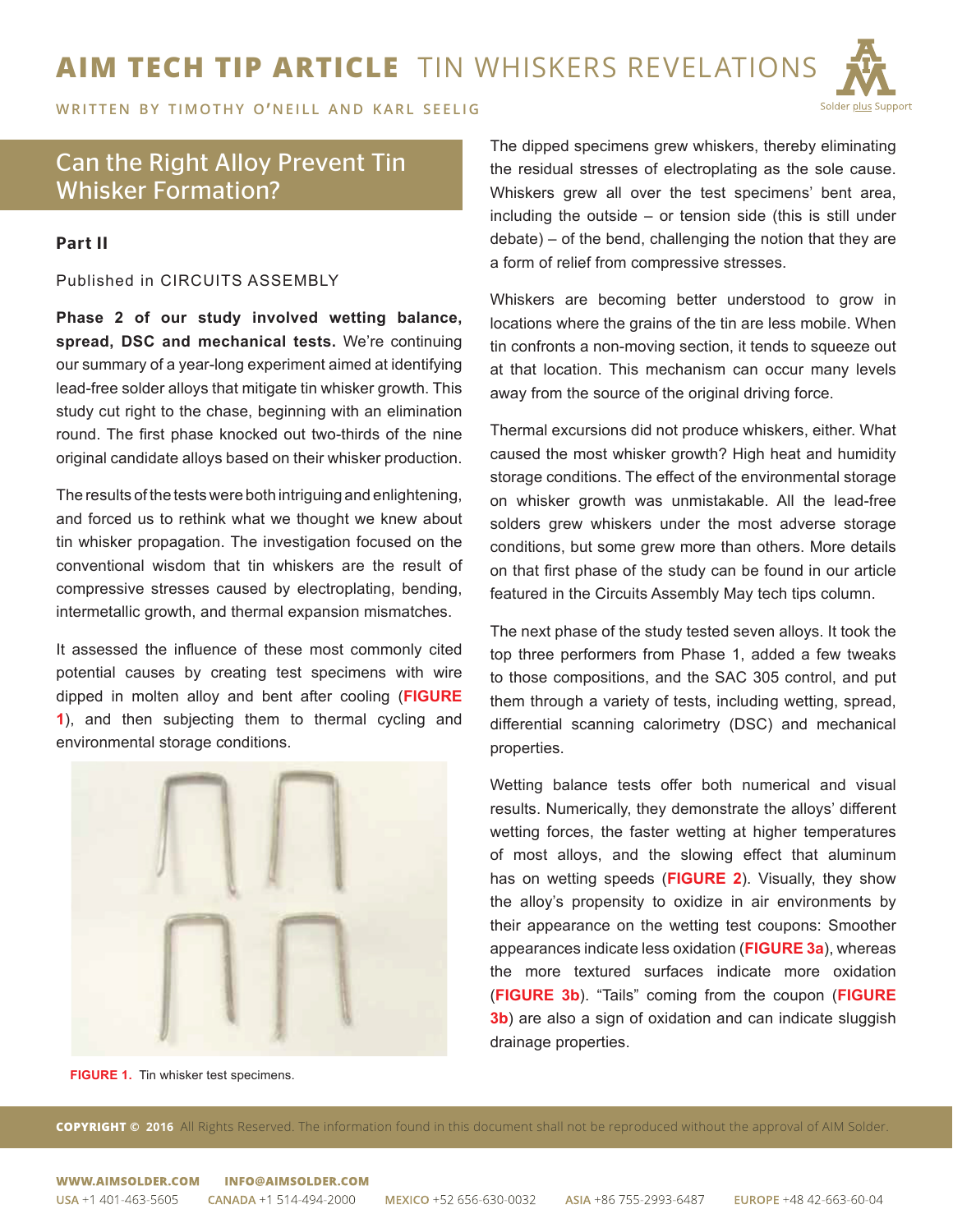# AIM TECH TIP ARTICLE TIN WHISKERS REVELATIONS

WRITTEN BY TIMOTHY O'NEILL AND KARL SEELIG

## Can the Right Alloy Prevent Tin Whisker Formation?

### Part II

Published in CIRCUITS ASSEMBLY

**Phase 2 of our study involved wetting balance, spread, DSC and mechanical tests.** We're continuing our summary of a year-long experiment aimed at identifying lead-free solder alloys that mitigate tin whisker growth. This study cut right to the chase, beginning with an elimination round. The first phase knocked out two-thirds of the nine original candidate alloys based on their whisker production.

The results of the tests were both intriguing and enlightening, and forced us to rethink what we thought we knew about tin whisker propagation. The investigation focused on the conventional wisdom that tin whiskers are the result of compressive stresses caused by electroplating, bending, intermetallic growth, and thermal expansion mismatches.

It assessed the influence of these most commonly cited potential causes by creating test specimens with wire dipped in molten alloy and bent after cooling (**FIGURE 1**), and then subjecting them to thermal cycling and environmental storage conditions.

**FIGURE 1.** Tin whisker test specimens.

The dipped specimens grew whiskers, thereby eliminating the residual stresses of electroplating as the sole cause. Whiskers grew all over the test specimens' bent area, including the outside – or tension side (this is still under debate) – of the bend, challenging the notion that they are a form of relief from compressive stresses.

Whiskers are becoming better understood to grow in locations where the grains of the tin are less mobile. When tin confronts a non-moving section, it tends to squeeze out at that location. This mechanism can occur many levels away from the source of the original driving force.

Thermal excursions did not produce whiskers, either. What caused the most whisker growth? High heat and humidity storage conditions. The effect of the environmental storage on whisker growth was unmistakable. All the lead-free solders grew whiskers under the most adverse storage conditions, but some grew more than others. More details on that first phase of the study can be found in our article featured in the Circuits Assembly May tech tips column.

The next phase of the study tested seven alloys. It took the top three performers from Phase 1, added a few tweaks to those compositions, and the SAC 305 control, and put them through a variety of tests, including wetting, spread, differential scanning calorimetry (DSC) and mechanical properties.

Wetting balance tests offer both numerical and visual results. Numerically, they demonstrate the alloys' different wetting forces, the faster wetting at higher temperatures of most alloys, and the slowing effect that aluminum has on wetting speeds (**FIGURE 2**). Visually, they show the alloy's propensity to oxidize in air environments by their appearance on the wetting test coupons: Smoother appearances indicate less oxidation (**FIGURE 3a**), whereas the more textured surfaces indicate more oxidation (**FIGURE 3b**). "Tails" coming from the coupon (**FIGURE 3b**) are also a sign of oxidation and can indicate sluggish drainage properties.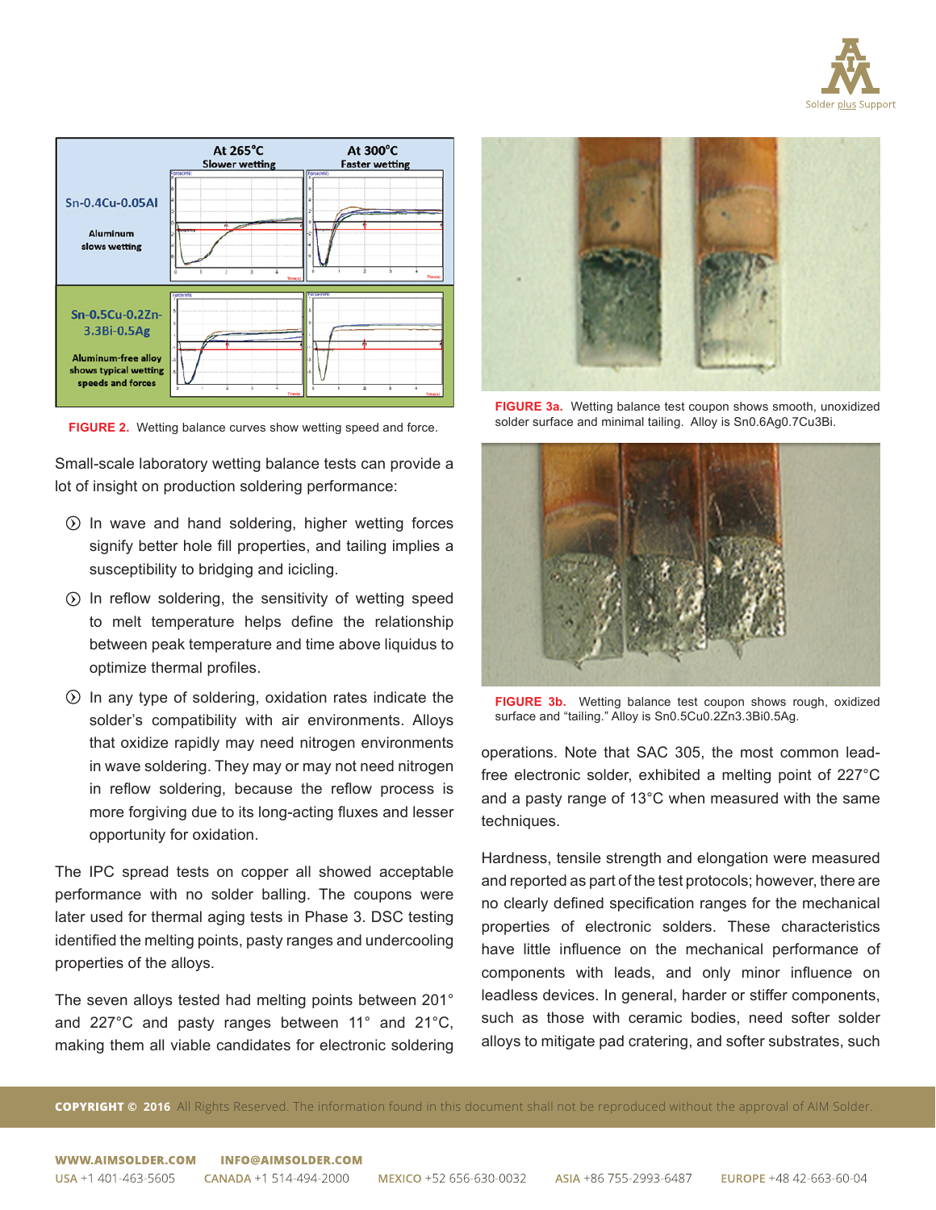**FIGURE 2.** Wetting balance curves show wetting speed and force.

Small-scale laboratory wetting balance tests can provide a lot of insight on production soldering performance:

- In wave and hand soldering, higher wetting forces signify better hole fill properties, and tailing implies a susceptibility to bridging and icicling.
- In reflow soldering, the sensitivity of wetting speed to melt temperature helps define the relationship between peak temperature and time above liquidus to optimize thermal profiles.
- In any type of soldering, oxidation rates indicate the solder's compatibility with air environments. Alloys that oxidize rapidly may need nitrogen environments in wave soldering. They may or may not need nitrogen in reflow soldering, because the reflow process is more forgiving due to its long-acting fluxes and lesser opportunity for oxidation.

The IPC spread tests on copper all showed acceptable performance with no solder balling. The coupons were later used for thermal aging tests in Phase 3. DSC testing identified the melting points, pasty ranges and undercooling properties of the alloys.

The seven alloys tested had melting points between 201° and 227°C and pasty ranges between 11° and 21°C, making them all viable candidates for electronic soldering operations. Note that SAC 305, the most common lead-free electronic solder, exhibited a melting point of 227°C and a pasty range of 13°C when measured with the same techniques.

**FIGURE 3a.** Wetting balance test coupon shows smooth, unoxidized solder surface and minimal tailing. Alloy is Sn0.6Ag0.7Cu3Bi.

**FIGURE 3b.** Wetting balance test coupon shows rough, oxidized surface and "tailing." Alloy is Sn0.5Cu0.2Zn3.3Bi0.5Ag.

Hardness, tensile strength and elongation were measured and reported as part of the test protocols; however, there are no clearly defined specification ranges for the mechanical properties of electronic solders. These characteristics have little influence on the mechanical performance of components with leads, and only minor influence on leadless devices. In general, harder or stiffer components, such as those with ceramic bodies, need softer solder alloys to mitigate pad cratering, and softer substrates, such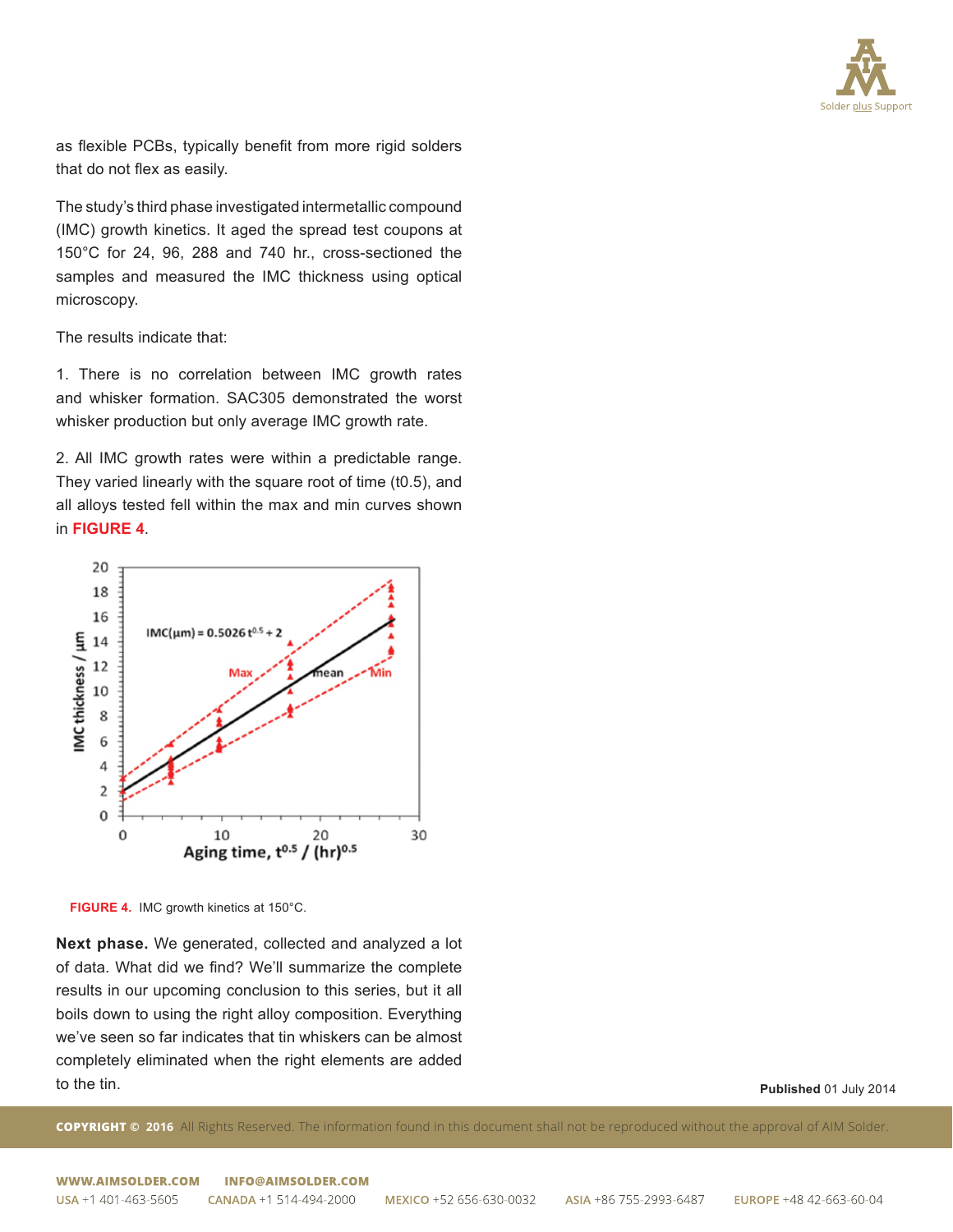as flexible PCBs, typically benefit from more rigid solders that do not flex as easily.

The study's third phase investigated intermetallic compound (IMC) growth kinetics. It aged the spread test coupons at 150°C for 24, 96, 288 and 740 hr., cross-sectioned the samples and measured the IMC thickness using optical microscopy.

The results indicate that:

1. There is no correlation between IMC growth rates and whisker formation. SAC305 demonstrated the worst whisker production but only average IMC growth rate.

2. All IMC growth rates were within a predictable range. They varied linearly with the square root of time (t0.5), and all alloys tested fell within the max and min curves shown in **FIGURE 4**.

IMC thickness / μm

20
18
16
14
12
10
8
6
4
2
0

$IMC(\mu m) = 0.5026\, t^{0.5} + 2$

Max

mean

Min

0
10
20
30

Aging time, $t^{0.5}$ / $(hr)^{0.5}$

**FIGURE 4.** IMC growth kinetics at 150°C.

**Next phase.** We generated, collected and analyzed a lot of data. What did we find? We'll summarize the complete results in our upcoming conclusion to this series, but it all boils down to using the right alloy composition. Everything we've seen so far indicates that tin whiskers can be almost completely eliminated when the right elements are added to the tin.

**Published** 01 July 2014